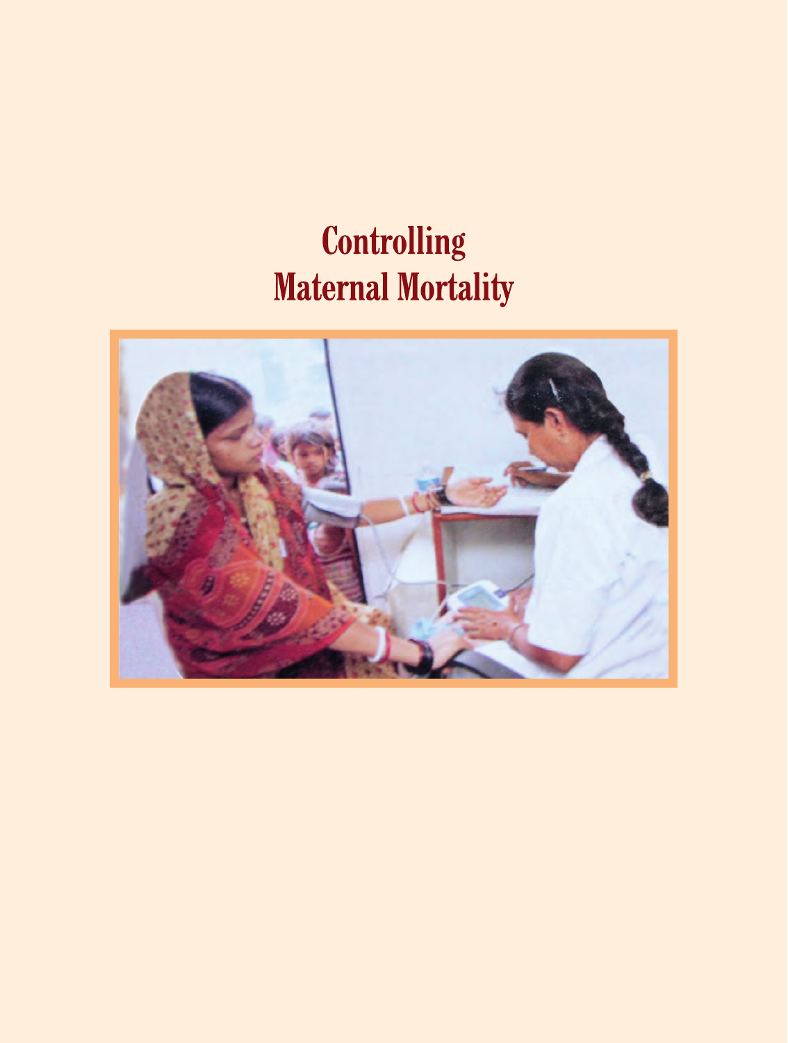# Controlling Maternal Mortality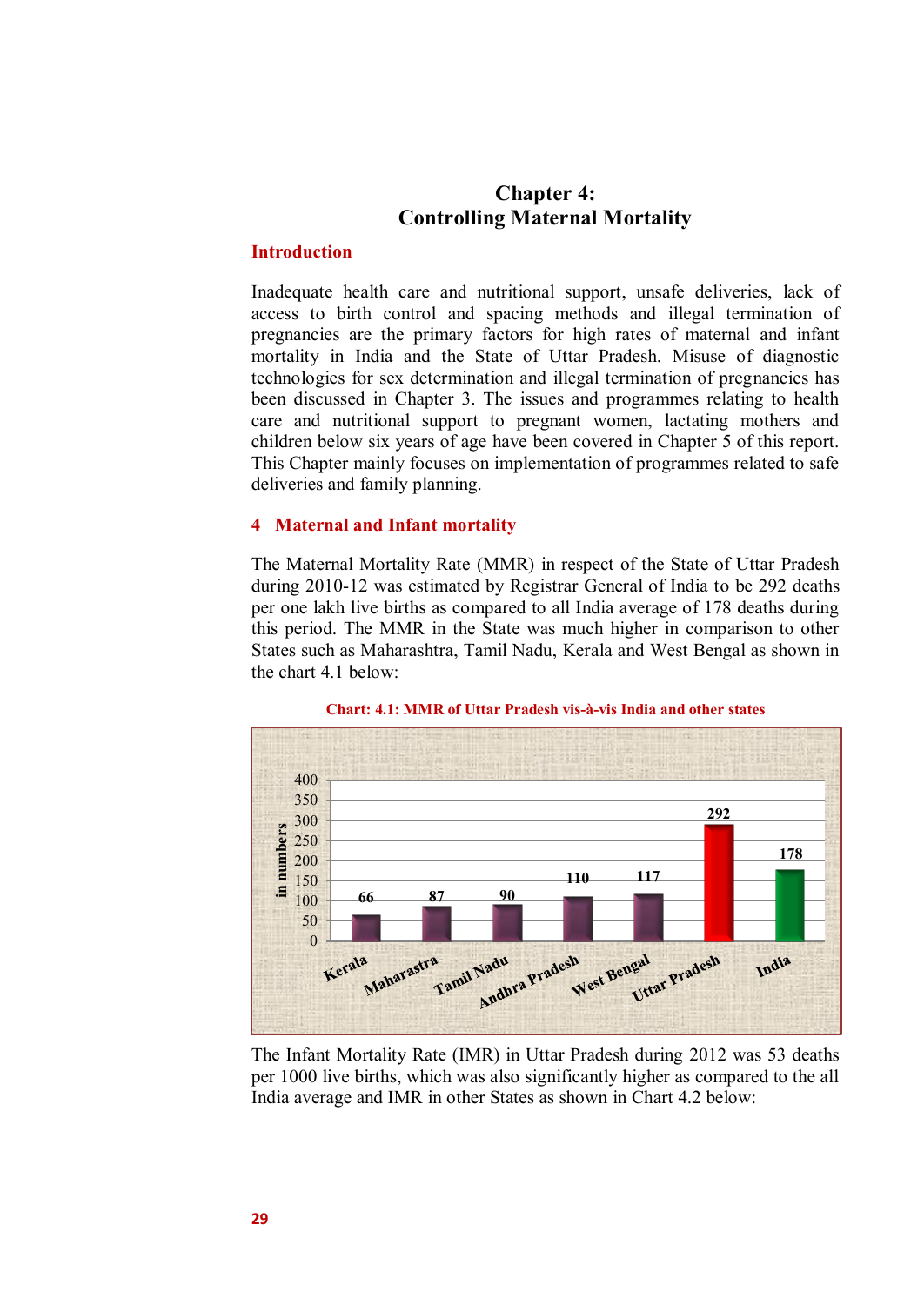# Chapter 4:
# Controlling Maternal Mortality

## Introduction

Inadequate health care and nutritional support, unsafe deliveries, lack of access to birth control and spacing methods and illegal termination of pregnancies are the primary factors for high rates of maternal and infant mortality in India and the State of Uttar Pradesh. Misuse of diagnostic technologies for sex determination and illegal termination of pregnancies has been discussed in Chapter 3. The issues and programmes relating to health care and nutritional support to pregnant women, lactating mothers and children below six years of age have been covered in Chapter 5 of this report. This Chapter mainly focuses on implementation of programmes related to safe deliveries and family planning.

## 4 Maternal and Infant mortality

The Maternal Mortality Rate (MMR) in respect of the State of Uttar Pradesh during 2010-12 was estimated by Registrar General of India to be 292 deaths per one lakh live births as compared to all India average of 178 deaths during this period. The MMR in the State was much higher in comparison to other States such as Maharashtra, Tamil Nadu, Kerala and West Bengal as shown in the chart 4.1 below:

**Chart: 4.1: MMR of Uttar Pradesh vis-à-vis India and other states**

| State | MMR (in numbers) |
|---|---|
| Kerala | 66 |
| Maharastra | 87 |
| Tamil Nadu | 90 |
| Andhra Pradesh | 110 |
| West Bengal | 117 |
| Uttar Pradesh | 292 |
| India | 178 |

The Infant Mortality Rate (IMR) in Uttar Pradesh during 2012 was 53 deaths per 1000 live births, which was also significantly higher as compared to the all India average and IMR in other States as shown in Chart 4.2 below: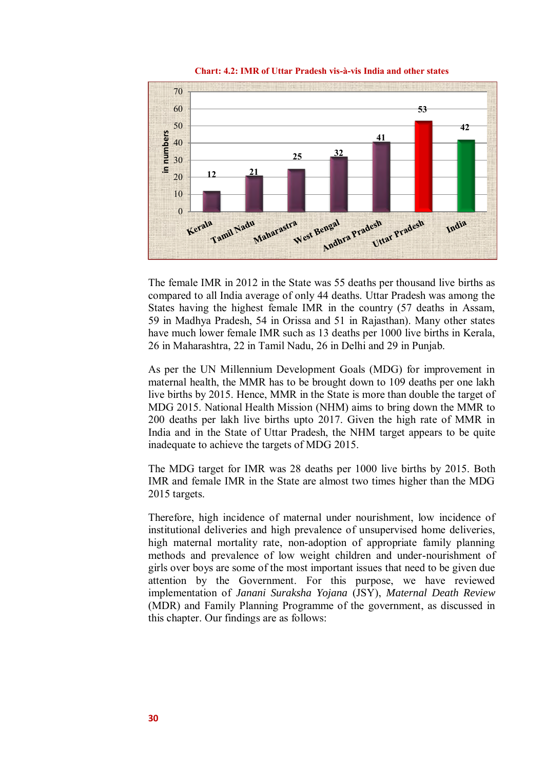**Chart: 4.2: IMR of Uttar Pradesh vis-à-vis India and other states**

| State | IMR (in numbers) |
|---|---|
| Kerala | 12 |
| Tamil Nadu | 21 |
| Maharastra | 25 |
| West Bengal | 32 |
| Andhra Pradesh | 41 |
| Uttar Pradesh | 53 |
| India | 42 |

The female IMR in 2012 in the State was 55 deaths per thousand live births as compared to all India average of only 44 deaths. Uttar Pradesh was among the States having the highest female IMR in the country (57 deaths in Assam, 59 in Madhya Pradesh, 54 in Orissa and 51 in Rajasthan). Many other states have much lower female IMR such as 13 deaths per 1000 live births in Kerala, 26 in Maharashtra, 22 in Tamil Nadu, 26 in Delhi and 29 in Punjab.

As per the UN Millennium Development Goals (MDG) for improvement in maternal health, the MMR has to be brought down to 109 deaths per one lakh live births by 2015. Hence, MMR in the State is more than double the target of MDG 2015. National Health Mission (NHM) aims to bring down the MMR to 200 deaths per lakh live births upto 2017. Given the high rate of MMR in India and in the State of Uttar Pradesh, the NHM target appears to be quite inadequate to achieve the targets of MDG 2015.

The MDG target for IMR was 28 deaths per 1000 live births by 2015. Both IMR and female IMR in the State are almost two times higher than the MDG 2015 targets.

Therefore, high incidence of maternal under nourishment, low incidence of institutional deliveries and high prevalence of unsupervised home deliveries, high maternal mortality rate, non-adoption of appropriate family planning methods and prevalence of low weight children and under-nourishment of girls over boys are some of the most important issues that need to be given due attention by the Government. For this purpose, we have reviewed implementation of *Janani Suraksha Yojana* (JSY), *Maternal Death Review* (MDR) and Family Planning Programme of the government, as discussed in this chapter. Our findings are as follows: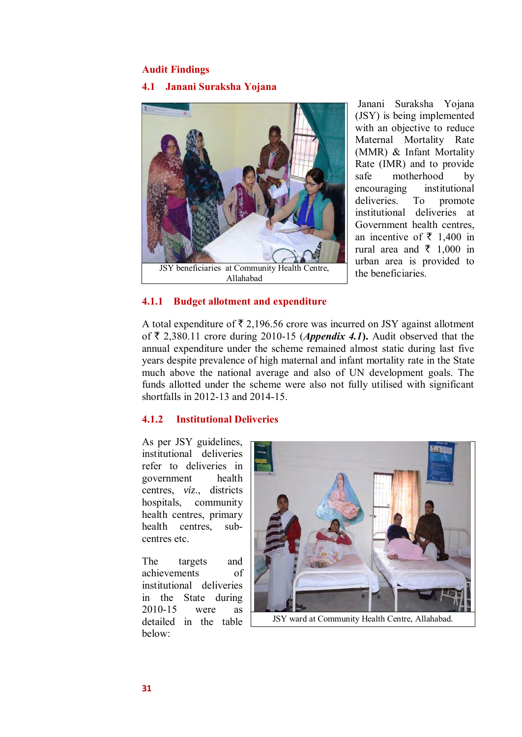## Audit Findings

### 4.1 Janani Suraksha Yojana

JSY beneficiaries at Community Health Centre, Allahabad

Janani Suraksha Yojana (JSY) is being implemented with an objective to reduce Maternal Mortality Rate (MMR) & Infant Mortality Rate (IMR) and to provide safe motherhood by encouraging institutional deliveries. To promote institutional deliveries at Government health centres, an incentive of ₹ 1,400 in rural area and ₹ 1,000 in urban area is provided to the beneficiaries.

#### 4.1.1 Budget allotment and expenditure

A total expenditure of ₹ 2,196.56 crore was incurred on JSY against allotment of ₹ 2,380.11 crore during 2010-15 (***Appendix 4.1***). Audit observed that the annual expenditure under the scheme remained almost static during last five years despite prevalence of high maternal and infant mortality rate in the State much above the national average and also of UN development goals. The funds allotted under the scheme were also not fully utilised with significant shortfalls in 2012-13 and 2014-15.

#### 4.1.2 Institutional Deliveries

As per JSY guidelines, institutional deliveries refer to deliveries in government health centres, *viz.*, districts hospitals, community health centres, primary health centres, sub-centres etc.

JSY ward at Community Health Centre, Allahabad.

The targets and achievements of institutional deliveries in the State during 2010-15 were as detailed in the table below: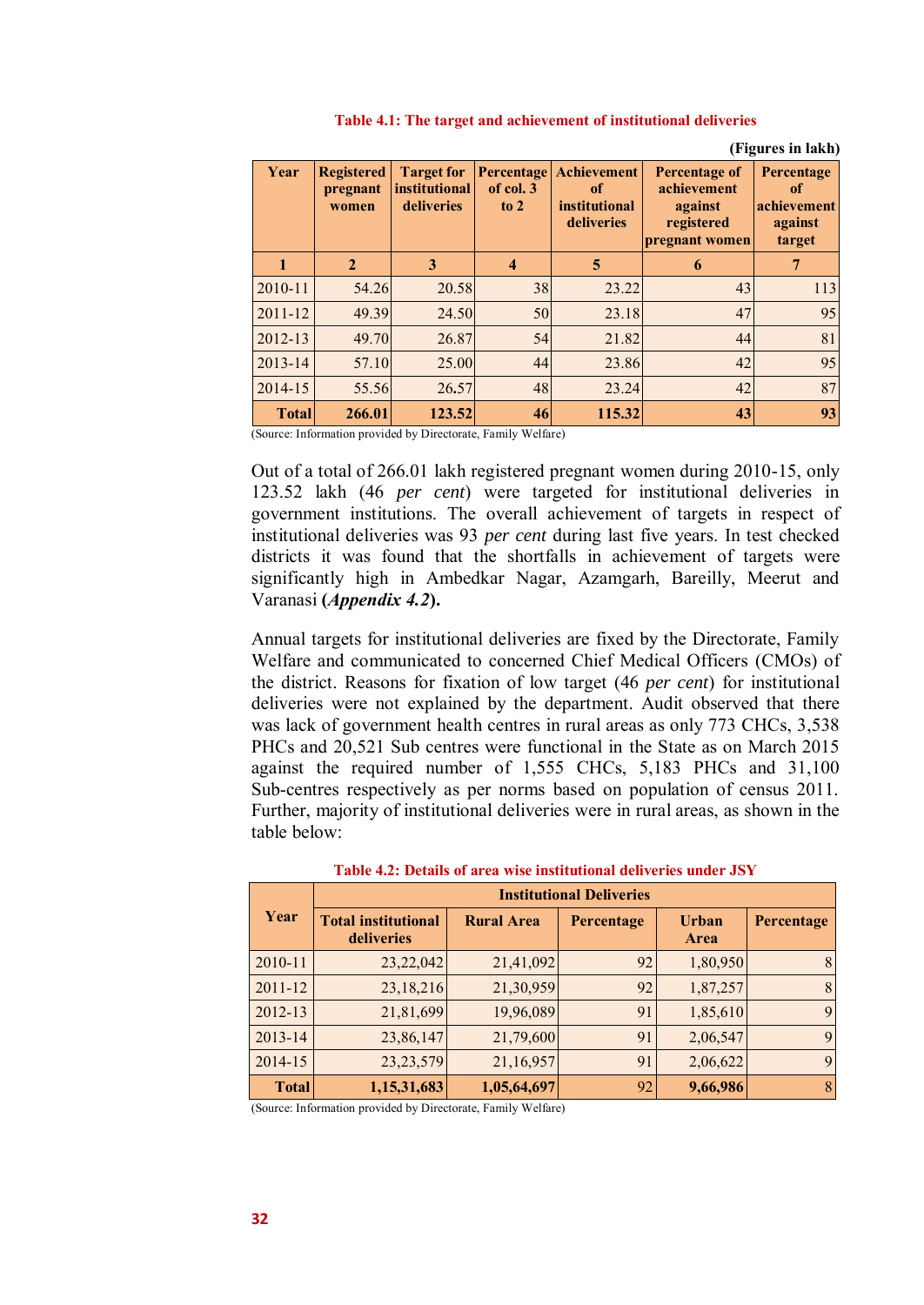**Table 4.1: The target and achievement of institutional deliveries**

**(Figures in lakh)**

| Year | Registered pregnant women | Target for institutional deliveries | Percentage of col. 3 to 2 | Achievement of institutional deliveries | Percentage of achievement against registered pregnant women | Percentage of achievement against target |
|---|---|---|---|---|---|---|
| **1** | **2** | **3** | **4** | **5** | **6** | **7** |
| 2010-11 | 54.26 | 20.58 | 38 | 23.22 | 43 | 113 |
| 2011-12 | 49.39 | 24.50 | 50 | 23.18 | 47 | 95 |
| 2012-13 | 49.70 | 26.87 | 54 | 21.82 | 44 | 81 |
| 2013-14 | 57.10 | 25.00 | 44 | 23.86 | 42 | 95 |
| 2014-15 | 55.56 | 26.57 | 48 | 23.24 | 42 | 87 |
| **Total** | **266.01** | **123.52** | **46** | **115.32** | **43** | **93** |

(Source: Information provided by Directorate, Family Welfare)

Out of a total of 266.01 lakh registered pregnant women during 2010-15, only 123.52 lakh (46 *per cent*) were targeted for institutional deliveries in government institutions. The overall achievement of targets in respect of institutional deliveries was 93 *per cent* during last five years. In test checked districts it was found that the shortfalls in achievement of targets were significantly high in Ambedkar Nagar, Azamgarh, Bareilly, Meerut and Varanasi **(*Appendix 4.2*).**

Annual targets for institutional deliveries are fixed by the Directorate, Family Welfare and communicated to concerned Chief Medical Officers (CMOs) of the district. Reasons for fixation of low target (46 *per cent*) for institutional deliveries were not explained by the department. Audit observed that there was lack of government health centres in rural areas as only 773 CHCs, 3,538 PHCs and 20,521 Sub centres were functional in the State as on March 2015 against the required number of 1,555 CHCs, 5,183 PHCs and 31,100 Sub-centres respectively as per norms based on population of census 2011. Further, majority of institutional deliveries were in rural areas, as shown in the table below:

**Table 4.2: Details of area wise institutional deliveries under JSY**

| Year | Institutional Deliveries | | | | |
|---|---|---|---|---|---|
| | Total institutional deliveries | Rural Area | Percentage | Urban Area | Percentage |
| 2010-11 | 23,22,042 | 21,41,092 | 92 | 1,80,950 | 8 |
| 2011-12 | 23,18,216 | 21,30,959 | 92 | 1,87,257 | 8 |
| 2012-13 | 21,81,699 | 19,96,089 | 91 | 1,85,610 | 9 |
| 2013-14 | 23,86,147 | 21,79,600 | 91 | 2,06,547 | 9 |
| 2014-15 | 23,23,579 | 21,16,957 | 91 | 2,06,622 | 9 |
| **Total** | **1,15,31,683** | **1,05,64,697** | 92 | **9,66,986** | 8 |

(Source: Information provided by Directorate, Family Welfare)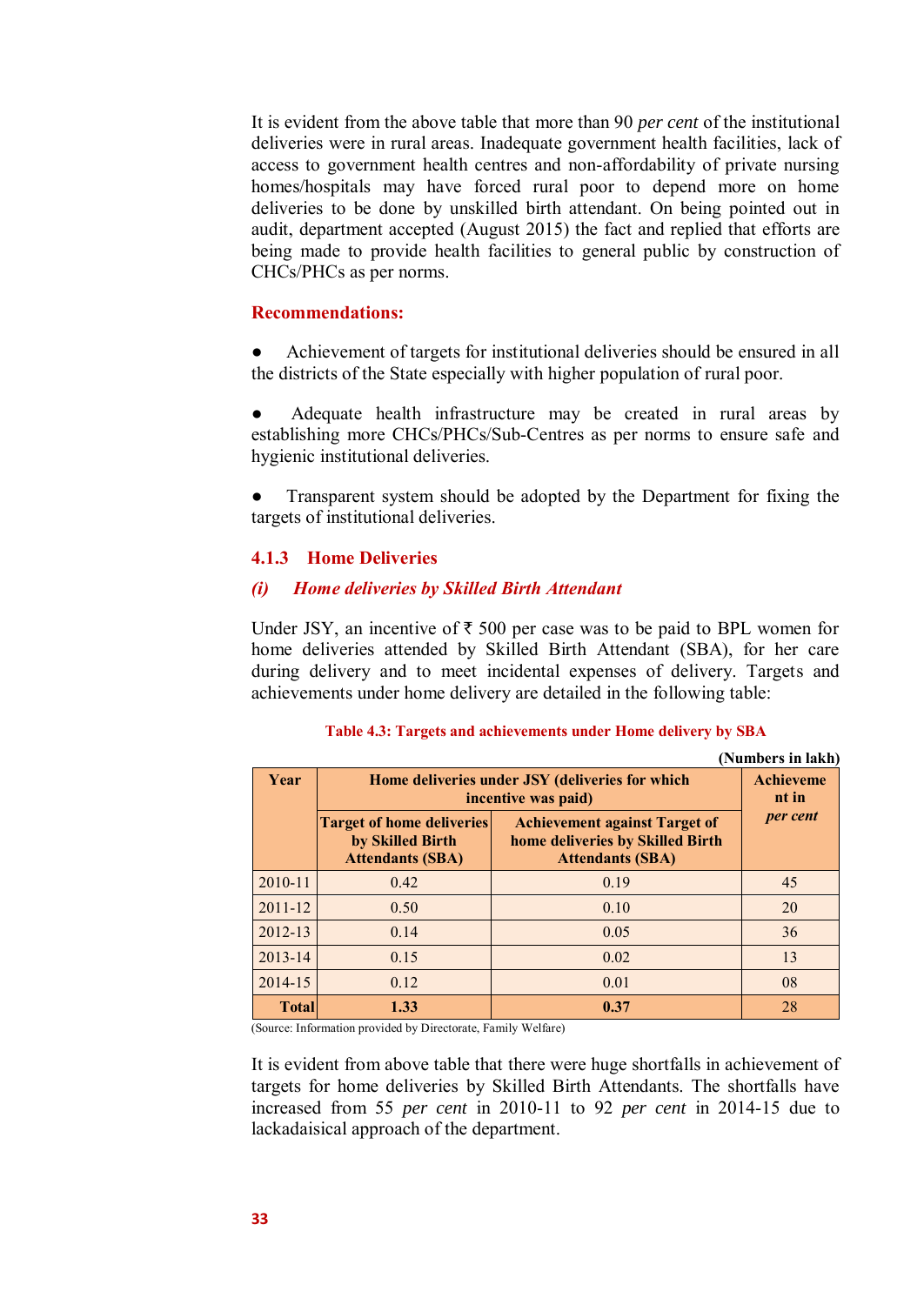It is evident from the above table that more than 90 *per cent* of the institutional deliveries were in rural areas. Inadequate government health facilities, lack of access to government health centres and non-affordability of private nursing homes/hospitals may have forced rural poor to depend more on home deliveries to be done by unskilled birth attendant. On being pointed out in audit, department accepted (August 2015) the fact and replied that efforts are being made to provide health facilities to general public by construction of CHCs/PHCs as per norms.

**Recommendations:**

- Achievement of targets for institutional deliveries should be ensured in all the districts of the State especially with higher population of rural poor.
- Adequate health infrastructure may be created in rural areas by establishing more CHCs/PHCs/Sub-Centres as per norms to ensure safe and hygienic institutional deliveries.
- Transparent system should be adopted by the Department for fixing the targets of institutional deliveries.

### 4.1.3 Home Deliveries

#### *(i) Home deliveries by Skilled Birth Attendant*

Under JSY, an incentive of ₹ 500 per case was to be paid to BPL women for home deliveries attended by Skilled Birth Attendant (SBA), for her care during delivery and to meet incidental expenses of delivery. Targets and achievements under home delivery are detailed in the following table:

**Table 4.3: Targets and achievements under Home delivery by SBA**

**(Numbers in lakh)**

| Year | Home deliveries under JSY (deliveries for which incentive was paid) | | Achievement in *per cent* |
|---|---|---|---|
| | Target of home deliveries by Skilled Birth Attendants (SBA) | Achievement against Target of home deliveries by Skilled Birth Attendants (SBA) | |
| 2010-11 | 0.42 | 0.19 | 45 |
| 2011-12 | 0.50 | 0.10 | 20 |
| 2012-13 | 0.14 | 0.05 | 36 |
| 2013-14 | 0.15 | 0.02 | 13 |
| 2014-15 | 0.12 | 0.01 | 08 |
| **Total** | **1.33** | **0.37** | 28 |

(Source: Information provided by Directorate, Family Welfare)

It is evident from above table that there were huge shortfalls in achievement of targets for home deliveries by Skilled Birth Attendants. The shortfalls have increased from 55 *per cent* in 2010-11 to 92 *per cent* in 2014-15 due to lackadaisical approach of the department.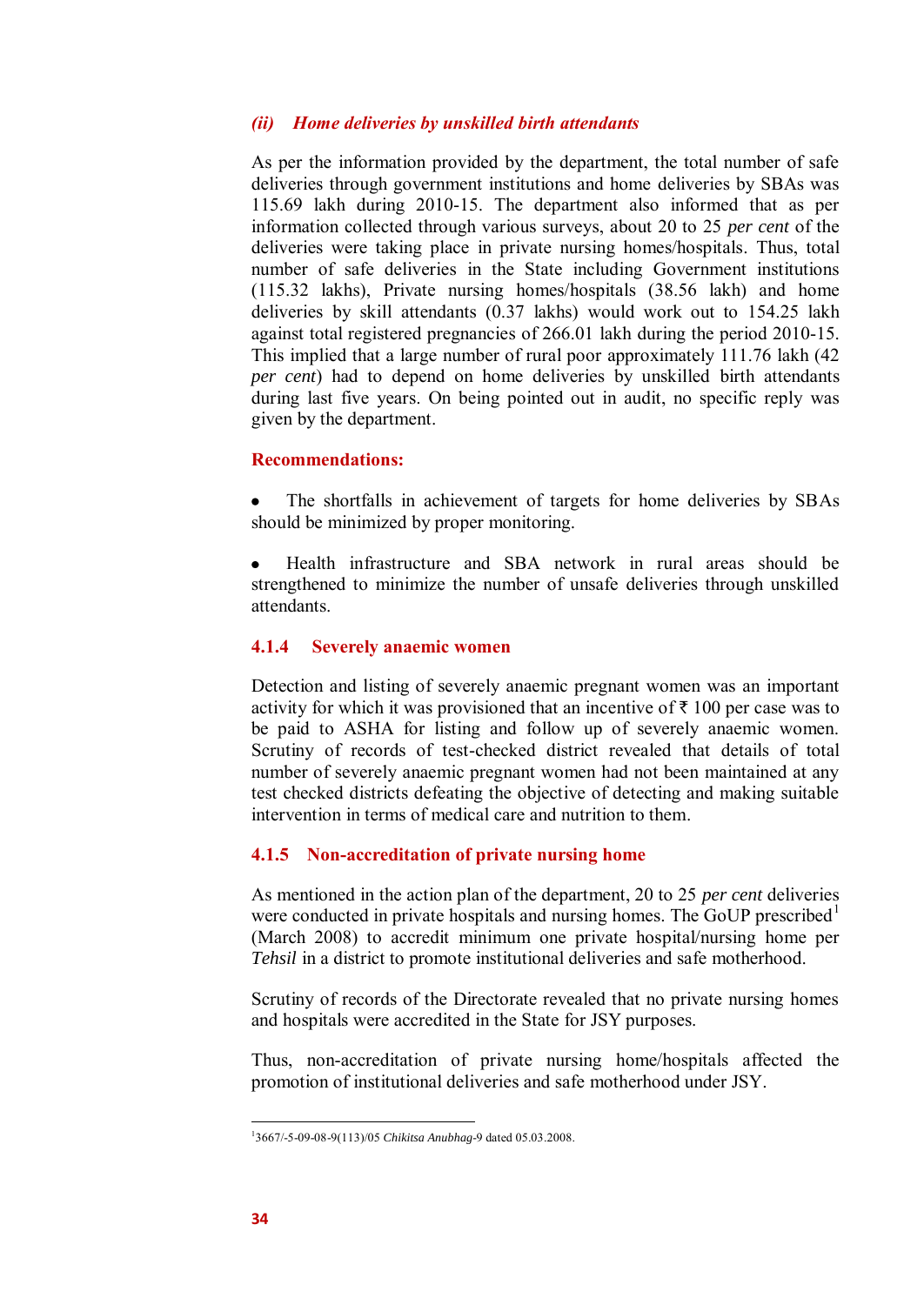### *(ii) Home deliveries by unskilled birth attendants*

As per the information provided by the department, the total number of safe deliveries through government institutions and home deliveries by SBAs was 115.69 lakh during 2010-15. The department also informed that as per information collected through various surveys, about 20 to 25 *per cent* of the deliveries were taking place in private nursing homes/hospitals. Thus, total number of safe deliveries in the State including Government institutions (115.32 lakhs), Private nursing homes/hospitals (38.56 lakh) and home deliveries by skill attendants (0.37 lakhs) would work out to 154.25 lakh against total registered pregnancies of 266.01 lakh during the period 2010-15. This implied that a large number of rural poor approximately 111.76 lakh (42 *per cent*) had to depend on home deliveries by unskilled birth attendants during last five years. On being pointed out in audit, no specific reply was given by the department.

**Recommendations:**

- The shortfalls in achievement of targets for home deliveries by SBAs should be minimized by proper monitoring.

- Health infrastructure and SBA network in rural areas should be strengthened to minimize the number of unsafe deliveries through unskilled attendants.

### 4.1.4 Severely anaemic women

Detection and listing of severely anaemic pregnant women was an important activity for which it was provisioned that an incentive of ₹ 100 per case was to be paid to ASHA for listing and follow up of severely anaemic women. Scrutiny of records of test-checked district revealed that details of total number of severely anaemic pregnant women had not been maintained at any test checked districts defeating the objective of detecting and making suitable intervention in terms of medical care and nutrition to them.

### 4.1.5 Non-accreditation of private nursing home

As mentioned in the action plan of the department, 20 to 25 *per cent* deliveries were conducted in private hospitals and nursing homes. The GoUP prescribed[1] (March 2008) to accredit minimum one private hospital/nursing home per *Tehsil* in a district to promote institutional deliveries and safe motherhood.

Scrutiny of records of the Directorate revealed that no private nursing homes and hospitals were accredited in the State for JSY purposes.

Thus, non-accreditation of private nursing home/hospitals affected the promotion of institutional deliveries and safe motherhood under JSY.

---

[1] 3667/-5-09-08-9(113)/05 *Chikitsa Anubhag*-9 dated 05.03.2008.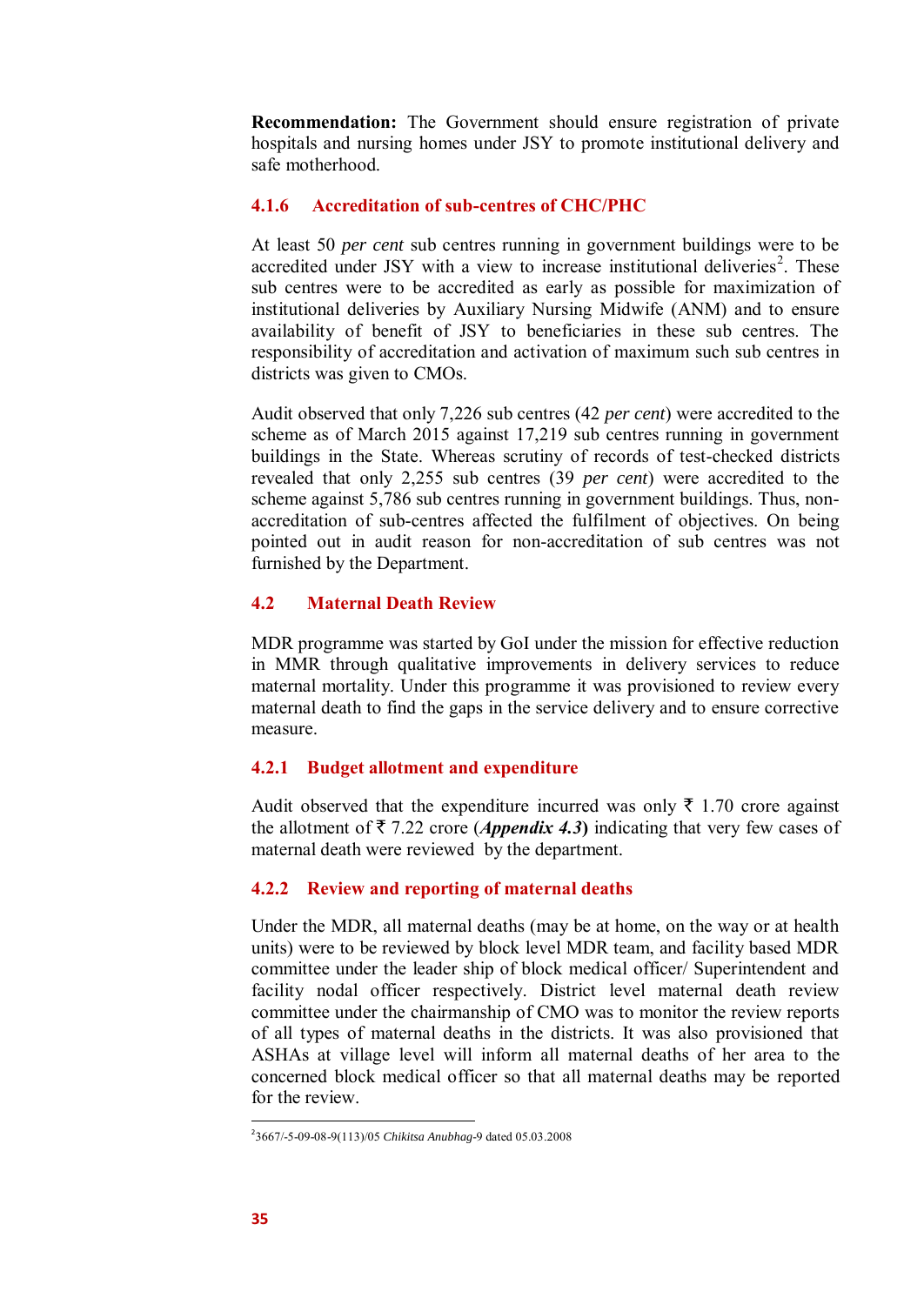**Recommendation:** The Government should ensure registration of private hospitals and nursing homes under JSY to promote institutional delivery and safe motherhood.

### 4.1.6 Accreditation of sub-centres of CHC/PHC

At least 50 *per cent* sub centres running in government buildings were to be accredited under JSY with a view to increase institutional deliveries[2]. These sub centres were to be accredited as early as possible for maximization of institutional deliveries by Auxiliary Nursing Midwife (ANM) and to ensure availability of benefit of JSY to beneficiaries in these sub centres. The responsibility of accreditation and activation of maximum such sub centres in districts was given to CMOs.

Audit observed that only 7,226 sub centres (42 *per cent*) were accredited to the scheme as of March 2015 against 17,219 sub centres running in government buildings in the State. Whereas scrutiny of records of test-checked districts revealed that only 2,255 sub centres (39 *per cent*) were accredited to the scheme against 5,786 sub centres running in government buildings. Thus, non-accreditation of sub-centres affected the fulfilment of objectives. On being pointed out in audit reason for non-accreditation of sub centres was not furnished by the Department.

## 4.2 Maternal Death Review

MDR programme was started by GoI under the mission for effective reduction in MMR through qualitative improvements in delivery services to reduce maternal mortality. Under this programme it was provisioned to review every maternal death to find the gaps in the service delivery and to ensure corrective measure.

### 4.2.1 Budget allotment and expenditure

Audit observed that the expenditure incurred was only ₹ 1.70 crore against the allotment of ₹ 7.22 crore (***Appendix 4.3***) indicating that very few cases of maternal death were reviewed by the department.

### 4.2.2 Review and reporting of maternal deaths

Under the MDR, all maternal deaths (may be at home, on the way or at health units) were to be reviewed by block level MDR team, and facility based MDR committee under the leader ship of block medical officer/ Superintendent and facility nodal officer respectively. District level maternal death review committee under the chairmanship of CMO was to monitor the review reports of all types of maternal deaths in the districts. It was also provisioned that ASHAs at village level will inform all maternal deaths of her area to the concerned block medical officer so that all maternal deaths may be reported for the review.

---

[2] 3667/-5-09-08-9(113)/05 *Chikitsa Anubhag*-9 dated 05.03.2008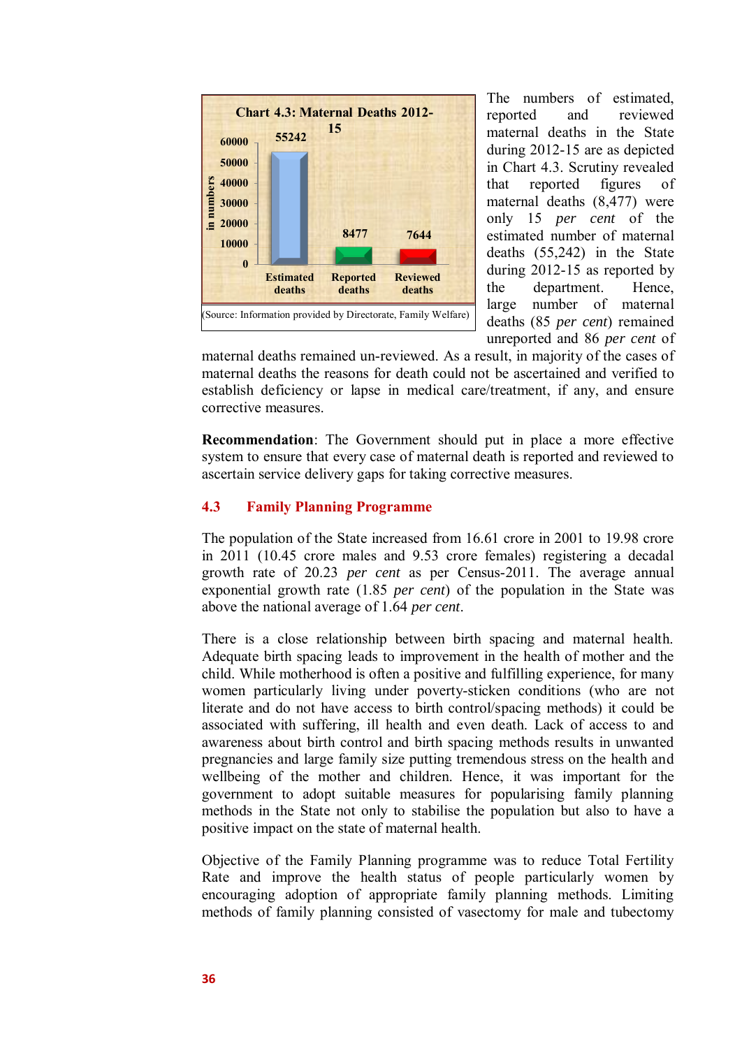**Chart 4.3: Maternal Deaths 2012-15**

| | Estimated deaths | Reported deaths | Reviewed deaths |
|---|---|---|---|
| in numbers | 55242 | 8477 | 7644 |

(Source: Information provided by Directorate, Family Welfare)

The numbers of estimated, reported and reviewed maternal deaths in the State during 2012-15 are as depicted in Chart 4.3. Scrutiny revealed that reported figures of maternal deaths (8,477) were only 15 *per cent* of the estimated number of maternal deaths (55,242) in the State during 2012-15 as reported by the department. Hence, large number of maternal deaths (85 *per cent*) remained unreported and 86 *per cent* of maternal deaths remained un-reviewed. As a result, in majority of the cases of maternal deaths the reasons for death could not be ascertained and verified to establish deficiency or lapse in medical care/treatment, if any, and ensure corrective measures.

**Recommendation**: The Government should put in place a more effective system to ensure that every case of maternal death is reported and reviewed to ascertain service delivery gaps for taking corrective measures.

## 4.3 Family Planning Programme

The population of the State increased from 16.61 crore in 2001 to 19.98 crore in 2011 (10.45 crore males and 9.53 crore females) registering a decadal growth rate of 20.23 *per cent* as per Census-2011. The average annual exponential growth rate (1.85 *per cent*) of the population in the State was above the national average of 1.64 *per cent*.

There is a close relationship between birth spacing and maternal health. Adequate birth spacing leads to improvement in the health of mother and the child. While motherhood is often a positive and fulfilling experience, for many women particularly living under poverty-sticken conditions (who are not literate and do not have access to birth control/spacing methods) it could be associated with suffering, ill health and even death. Lack of access to and awareness about birth control and birth spacing methods results in unwanted pregnancies and large family size putting tremendous stress on the health and wellbeing of the mother and children. Hence, it was important for the government to adopt suitable measures for popularising family planning methods in the State not only to stabilise the population but also to have a positive impact on the state of maternal health.

Objective of the Family Planning programme was to reduce Total Fertility Rate and improve the health status of people particularly women by encouraging adoption of appropriate family planning methods. Limiting methods of family planning consisted of vasectomy for male and tubectomy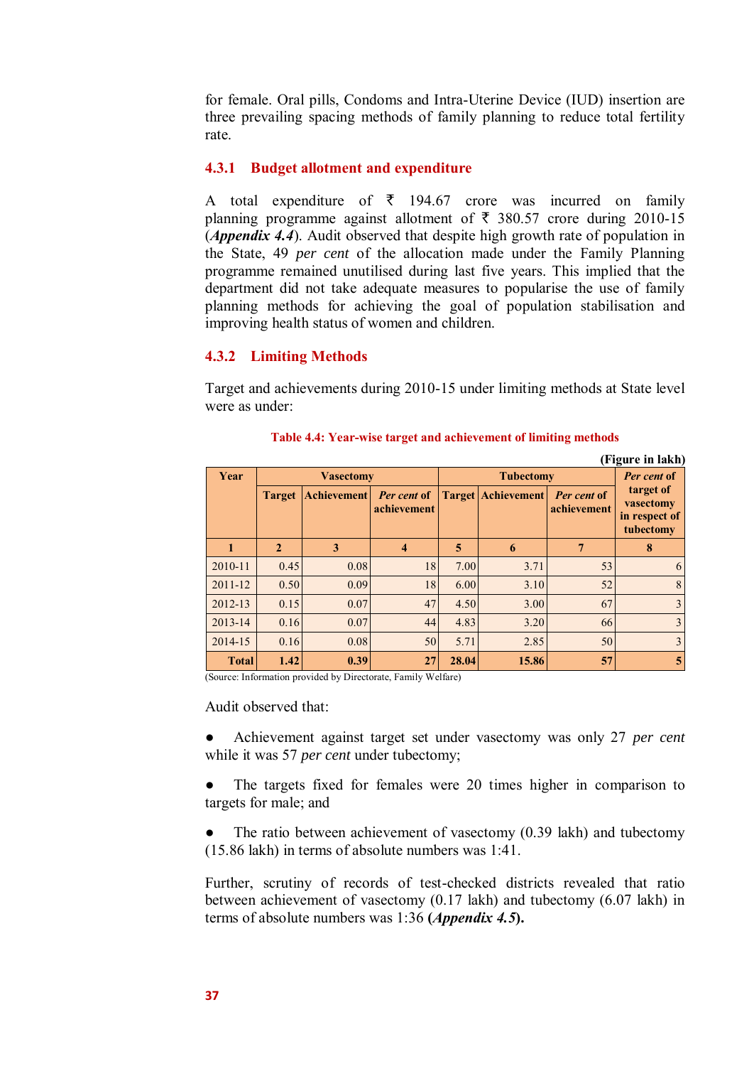for female. Oral pills, Condoms and Intra-Uterine Device (IUD) insertion are three prevailing spacing methods of family planning to reduce total fertility rate.

### 4.3.1 Budget allotment and expenditure

A total expenditure of ₹ 194.67 crore was incurred on family planning programme against allotment of ₹ 380.57 crore during 2010-15 (***Appendix 4.4***). Audit observed that despite high growth rate of population in the State, 49 *per cent* of the allocation made under the Family Planning programme remained unutilised during last five years. This implied that the department did not take adequate measures to popularise the use of family planning methods for achieving the goal of population stabilisation and improving health status of women and children.

### 4.3.2 Limiting Methods

Target and achievements during 2010-15 under limiting methods at State level were as under:

**Table 4.4: Year-wise target and achievement of limiting methods**

**(Figure in lakh)**

| Year | Vasectomy | | | Tubectomy | | | *Per cent* of target of vasectomy in respect of tubectomy |
|---|---|---|---|---|---|---|---|
| | Target | Achievement | *Per cent* of achievement | Target | Achievement | *Per cent* of achievement | |
| 1 | 2 | 3 | 4 | 5 | 6 | 7 | 8 |
| 2010-11 | 0.45 | 0.08 | 18 | 7.00 | 3.71 | 53 | 6 |
| 2011-12 | 0.50 | 0.09 | 18 | 6.00 | 3.10 | 52 | 8 |
| 2012-13 | 0.15 | 0.07 | 47 | 4.50 | 3.00 | 67 | 3 |
| 2013-14 | 0.16 | 0.07 | 44 | 4.83 | 3.20 | 66 | 3 |
| 2014-15 | 0.16 | 0.08 | 50 | 5.71 | 2.85 | 50 | 3 |
| **Total** | **1.42** | **0.39** | **27** | **28.04** | **15.86** | **57** | **5** |

(Source: Information provided by Directorate, Family Welfare)

Audit observed that:

- Achievement against target set under vasectomy was only 27 *per cent* while it was 57 *per cent* under tubectomy;
- The targets fixed for females were 20 times higher in comparison to targets for male; and
- The ratio between achievement of vasectomy (0.39 lakh) and tubectomy (15.86 lakh) in terms of absolute numbers was 1:41.

Further, scrutiny of records of test-checked districts revealed that ratio between achievement of vasectomy (0.17 lakh) and tubectomy (6.07 lakh) in terms of absolute numbers was 1:36 **(*Appendix 4.5*).**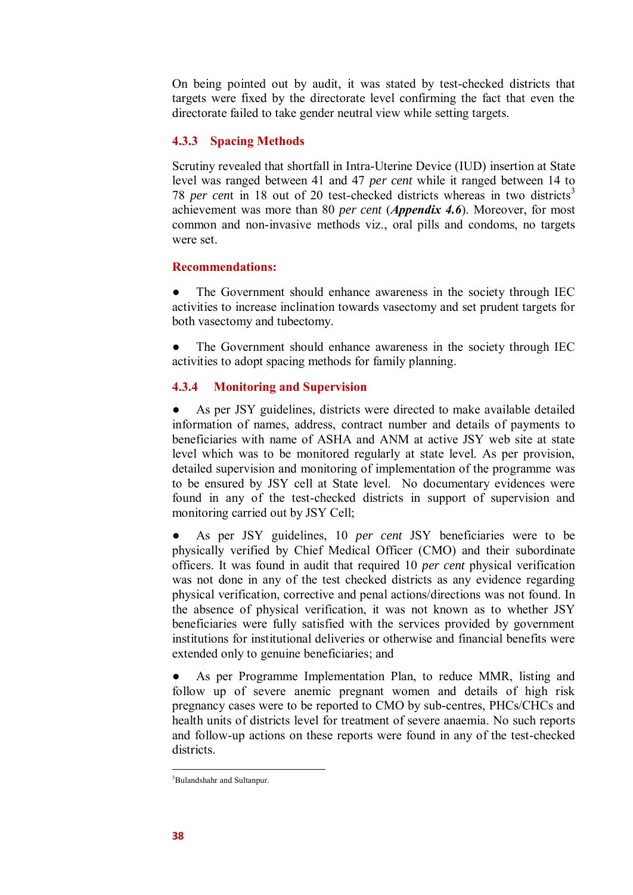On being pointed out by audit, it was stated by test-checked districts that targets were fixed by the directorate level confirming the fact that even the directorate failed to take gender neutral view while setting targets.

### 4.3.3 Spacing Methods

Scrutiny revealed that shortfall in Intra-Uterine Device (IUD) insertion at State level was ranged between 41 and 47 *per cent* while it ranged between 14 to 78 *per cent* in 18 out of 20 test-checked districts whereas in two districts[3] achievement was more than 80 *per cent* (***Appendix 4.6***). Moreover, for most common and non-invasive methods viz., oral pills and condoms, no targets were set.

**Recommendations:**

- The Government should enhance awareness in the society through IEC activities to increase inclination towards vasectomy and set prudent targets for both vasectomy and tubectomy.

- The Government should enhance awareness in the society through IEC activities to adopt spacing methods for family planning.

### 4.3.4 Monitoring and Supervision

- As per JSY guidelines, districts were directed to make available detailed information of names, address, contract number and details of payments to beneficiaries with name of ASHA and ANM at active JSY web site at state level which was to be monitored regularly at state level. As per provision, detailed supervision and monitoring of implementation of the programme was to be ensured by JSY cell at State level. No documentary evidences were found in any of the test-checked districts in support of supervision and monitoring carried out by JSY Cell;

- As per JSY guidelines, 10 *per cent* JSY beneficiaries were to be physically verified by Chief Medical Officer (CMO) and their subordinate officers. It was found in audit that required 10 *per cent* physical verification was not done in any of the test checked districts as any evidence regarding physical verification, corrective and penal actions/directions was not found. In the absence of physical verification, it was not known as to whether JSY beneficiaries were fully satisfied with the services provided by government institutions for institutional deliveries or otherwise and financial benefits were extended only to genuine beneficiaries; and

- As per Programme Implementation Plan, to reduce MMR, listing and follow up of severe anemic pregnant women and details of high risk pregnancy cases were to be reported to CMO by sub-centres, PHCs/CHCs and health units of districts level for treatment of severe anaemia. No such reports and follow-up actions on these reports were found in any of the test-checked districts.

---

[3]Bulandshahr and Sultanpur.